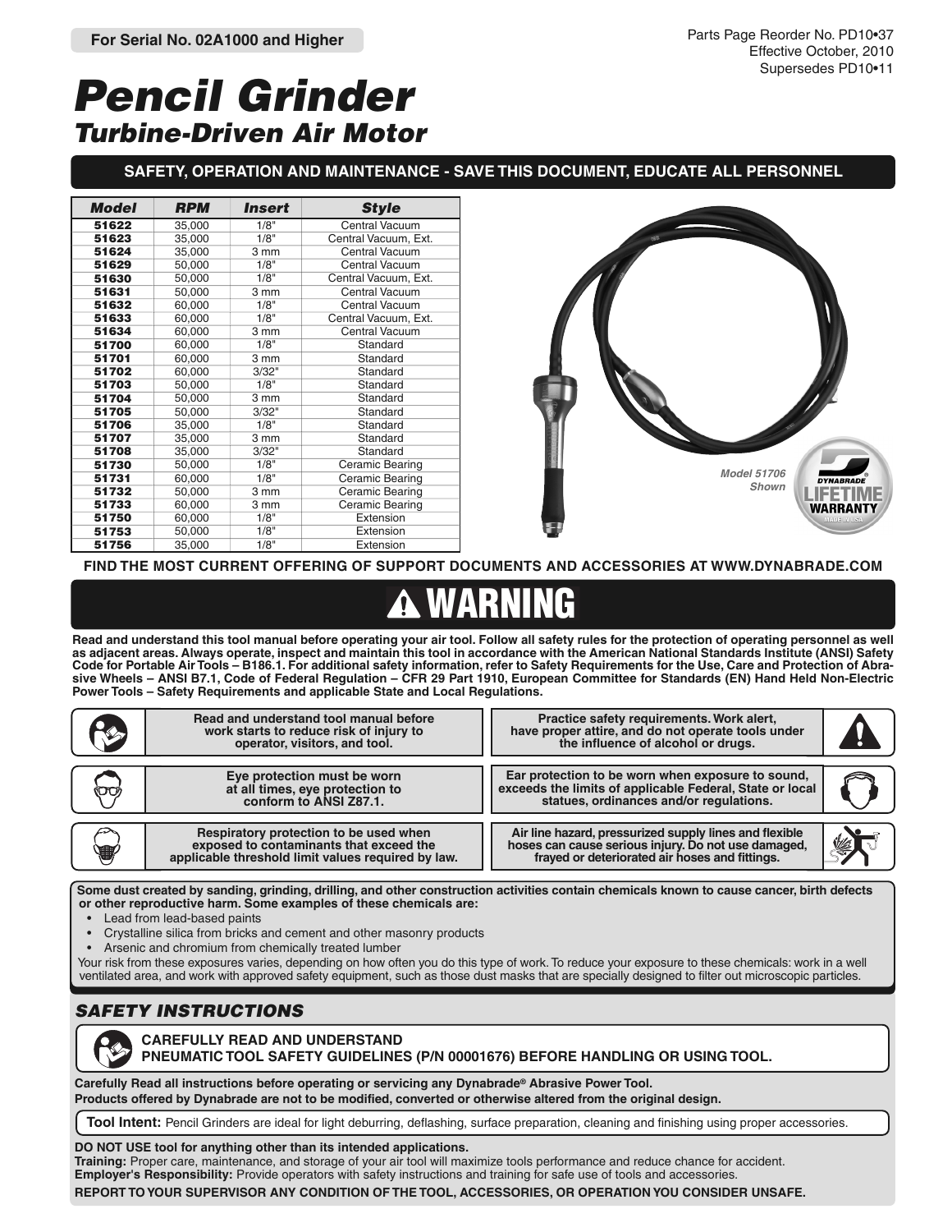**For Serial No. 02A1000 and Higher**

Parts Page Reorder No. PD10•37
Effective October, 2010
Supersedes PD10•11

# *Pencil Grinder*

## *Turbine-Driven Air Motor*

**SAFETY, OPERATION AND MAINTENANCE - SAVE THIS DOCUMENT, EDUCATE ALL PERSONNEL**

| *Model* | *RPM* | *Insert* | *Style* |
|---|---|---|---|
| **51622** | 35,000 | 1/8" | Central Vacuum |
| **51623** | 35,000 | 1/8" | Central Vacuum, Ext. |
| **51624** | 35,000 | 3 mm | Central Vacuum |
| **51629** | 50,000 | 1/8" | Central Vacuum |
| **51630** | 50,000 | 1/8" | Central Vacuum, Ext. |
| **51631** | 50,000 | 3 mm | Central Vacuum |
| **51632** | 60,000 | 1/8" | Central Vacuum |
| **51633** | 60,000 | 1/8" | Central Vacuum, Ext. |
| **51634** | 60,000 | 3 mm | Central Vacuum |
| **51700** | 60,000 | 1/8" | Standard |
| **51701** | 60,000 | 3 mm | Standard |
| **51702** | 60,000 | 3/32" | Standard |
| **51703** | 50,000 | 1/8" | Standard |
| **51704** | 50,000 | 3 mm | Standard |
| **51705** | 50,000 | 3/32" | Standard |
| **51706** | 35,000 | 1/8" | Standard |
| **51707** | 35,000 | 3 mm | Standard |
| **51708** | 35,000 | 3/32" | Standard |
| **51730** | 50,000 | 1/8" | Ceramic Bearing |
| **51731** | 60,000 | 1/8" | Ceramic Bearing |
| **51732** | 50,000 | 3 mm | Ceramic Bearing |
| **51733** | 60,000 | 3 mm | Ceramic Bearing |
| **51750** | 60,000 | 1/8" | Extension |
| **51753** | 50,000 | 1/8" | Extension |
| **51756** | 35,000 | 1/8" | Extension |

*Model 51706 Shown*

DYNABRADE LIFETIME WARRANTY MADE IN USA

**FIND THE MOST CURRENT OFFERING OF SUPPORT DOCUMENTS AND ACCESSORIES AT WWW.DYNABRADE.COM**

# ⚠ WARNING

**Read and understand this tool manual before operating your air tool. Follow all safety rules for the protection of operating personnel as well as adjacent areas. Always operate, inspect and maintain this tool in accordance with the American National Standards Institute (ANSI) Safety Code for Portable Air Tools – B186.1. For additional safety information, refer to Safety Requirements for the Use, Care and Protection of Abrasive Wheels – ANSI B7.1, Code of Federal Regulation – CFR 29 Part 1910, European Committee for Standards (EN) Hand Held Non-Electric Power Tools – Safety Requirements and applicable State and Local Regulations.**

- **Read and understand tool manual before work starts to reduce risk of injury to operator, visitors, and tool.**
- **Practice safety requirements. Work alert, have proper attire, and do not operate tools under the influence of alcohol or drugs.**
- **Eye protection must be worn at all times, eye protection to conform to ANSI Z87.1.**
- **Ear protection to be worn when exposure to sound, exceeds the limits of applicable Federal, State or local statues, ordinances and/or regulations.**
- **Respiratory protection to be used when exposed to contaminants that exceed the applicable threshold limit values required by law.**
- **Air line hazard, pressurized supply lines and flexible hoses can cause serious injury. Do not use damaged, frayed or deteriorated air hoses and fittings.**

**Some dust created by sanding, grinding, drilling, and other construction activities contain chemicals known to cause cancer, birth defects or other reproductive harm. Some examples of these chemicals are:**

- Lead from lead-based paints
- Crystalline silica from bricks and cement and other masonry products
- Arsenic and chromium from chemically treated lumber

Your risk from these exposures varies, depending on how often you do this type of work. To reduce your exposure to these chemicals: work in a well ventilated area, and work with approved safety equipment, such as those dust masks that are specially designed to filter out microscopic particles.

## *SAFETY INSTRUCTIONS*

**CAREFULLY READ AND UNDERSTAND PNEUMATIC TOOL SAFETY GUIDELINES (P/N 00001676) BEFORE HANDLING OR USING TOOL.**

**Carefully Read all instructions before operating or servicing any Dynabrade® Abrasive Power Tool.**
**Products offered by Dynabrade are not to be modified, converted or otherwise altered from the original design.**

**Tool Intent:** Pencil Grinders are ideal for light deburring, deflashing, surface preparation, cleaning and finishing using proper accessories.

**DO NOT USE tool for anything other than its intended applications.**
**Training:** Proper care, maintenance, and storage of your air tool will maximize tools performance and reduce chance for accident.
**Employer's Responsibility:** Provide operators with safety instructions and training for safe use of tools and accessories.
**REPORT TO YOUR SUPERVISOR ANY CONDITION OF THE TOOL, ACCESSORIES, OR OPERATION YOU CONSIDER UNSAFE.**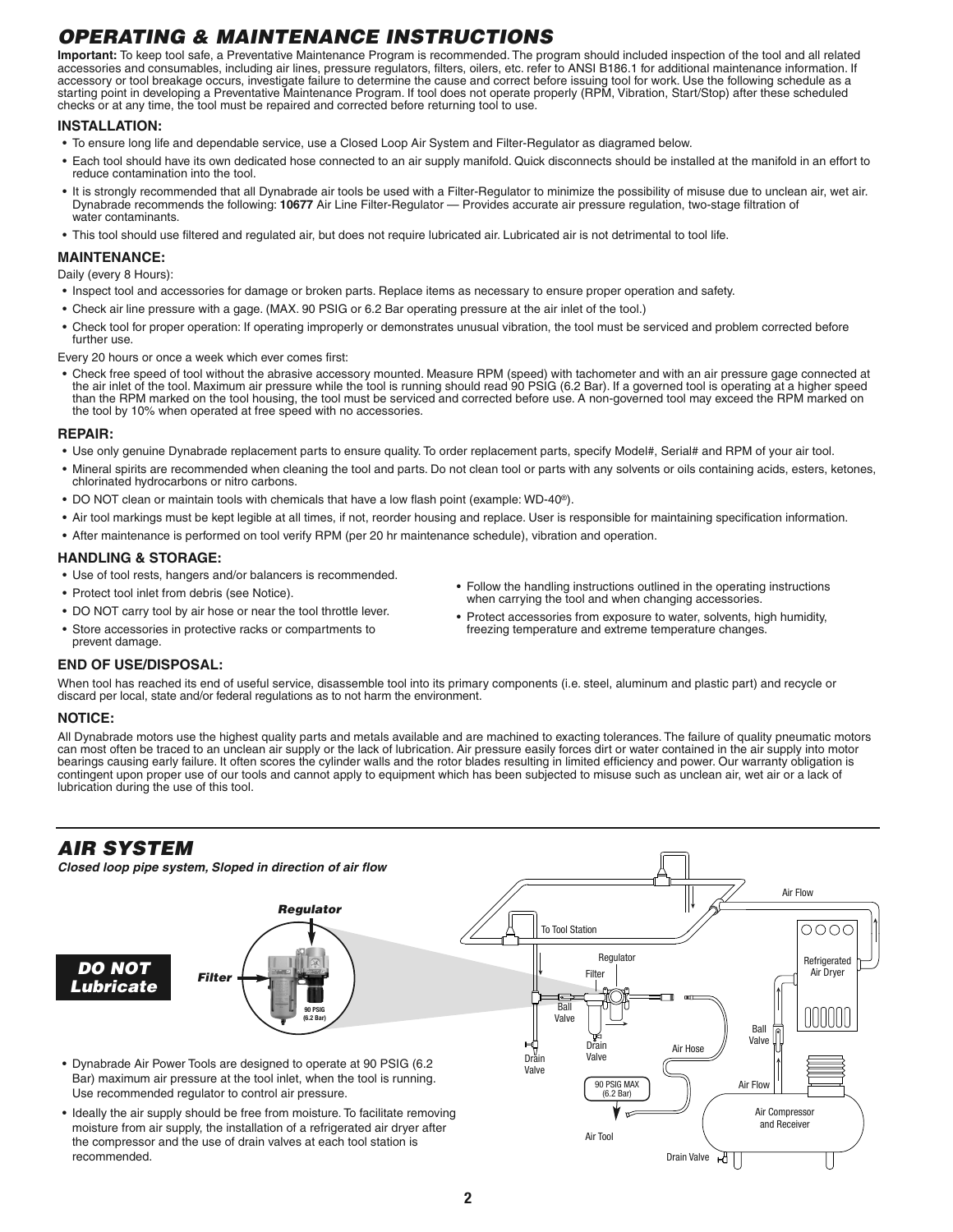# OPERATING & MAINTENANCE INSTRUCTIONS

**Important:** To keep tool safe, a Preventative Maintenance Program is recommended. The program should included inspection of the tool and all related accessories and consumables, including air lines, pressure regulators, filters, oilers, etc. refer to ANSI B186.1 for additional maintenance information. If accessory or tool breakage occurs, investigate failure to determine the cause and correct before issuing tool for work. Use the following schedule as a starting point in developing a Preventative Maintenance Program. If tool does not operate properly (RPM, Vibration, Start/Stop) after these scheduled checks or at any time, the tool must be repaired and corrected before returning tool to use.

### INSTALLATION:

- To ensure long life and dependable service, use a Closed Loop Air System and Filter-Regulator as diagramed below.
- Each tool should have its own dedicated hose connected to an air supply manifold. Quick disconnects should be installed at the manifold in an effort to reduce contamination into the tool.
- It is strongly recommended that all Dynabrade air tools be used with a Filter-Regulator to minimize the possibility of misuse due to unclean air, wet air. Dynabrade recommends the following: **10677** Air Line Filter-Regulator — Provides accurate air pressure regulation, two-stage filtration of water contaminants.
- This tool should use filtered and regulated air, but does not require lubricated air. Lubricated air is not detrimental to tool life.

### MAINTENANCE:

Daily (every 8 Hours):

- Inspect tool and accessories for damage or broken parts. Replace items as necessary to ensure proper operation and safety.
- Check air line pressure with a gage. (MAX. 90 PSIG or 6.2 Bar operating pressure at the air inlet of the tool.)
- Check tool for proper operation: If operating improperly or demonstrates unusual vibration, the tool must be serviced and problem corrected before further use.

Every 20 hours or once a week which ever comes first:

- Check free speed of tool without the abrasive accessory mounted. Measure RPM (speed) with tachometer and with an air pressure gage connected at the air inlet of the tool. Maximum air pressure while the tool is running should read 90 PSIG (6.2 Bar). If a governed tool is operating at a higher speed than the RPM marked on the tool housing, the tool must be serviced and corrected before use. A non-governed tool may exceed the RPM marked on the tool by 10% when operated at free speed with no accessories.

### REPAIR:

- Use only genuine Dynabrade replacement parts to ensure quality. To order replacement parts, specify Model#, Serial# and RPM of your air tool.
- Mineral spirits are recommended when cleaning the tool and parts. Do not clean tool or parts with any solvents or oils containing acids, esters, ketones, chlorinated hydrocarbons or nitro carbons.
- DO NOT clean or maintain tools with chemicals that have a low flash point (example: WD-40®).
- Air tool markings must be kept legible at all times, if not, reorder housing and replace. User is responsible for maintaining specification information.
- After maintenance is performed on tool verify RPM (per 20 hr maintenance schedule), vibration and operation.

### HANDLING & STORAGE:

- Use of tool rests, hangers and/or balancers is recommended.
- Protect tool inlet from debris (see Notice).
- DO NOT carry tool by air hose or near the tool throttle lever.
- Store accessories in protective racks or compartments to prevent damage.
- Follow the handling instructions outlined in the operating instructions when carrying the tool and when changing accessories.
- Protect accessories from exposure to water, solvents, high humidity, freezing temperature and extreme temperature changes.

### END OF USE/DISPOSAL:

When tool has reached its end of useful service, disassemble tool into its primary components (i.e. steel, aluminum and plastic part) and recycle or discard per local, state and/or federal regulations as to not harm the environment.

### NOTICE:

All Dynabrade motors use the highest quality parts and metals available and are machined to exacting tolerances. The failure of quality pneumatic motors can most often be traced to an unclean air supply or the lack of lubrication. Air pressure easily forces dirt or water contained in the air supply into motor bearings causing early failure. It often scores the cylinder walls and the rotor blades resulting in limited efficiency and power. Our warranty obligation is contingent upon proper use of our tools and cannot apply to equipment which has been subjected to misuse such as unclean air, wet air or a lack of lubrication during the use of this tool.

# AIR SYSTEM

***Closed loop pipe system, Sloped in direction of air flow***

***DO NOT Lubricate***

*Regulator* *Filter* 90 PSIG (6.2 Bar)

Air Flow · To Tool Station · Regulator · Filter · Refrigerated Air Dryer · Ball Valve · Drain Valve · Drain Valve · Air Hose · Ball Valve · 90 PSIG MAX (6.2 Bar) · Air Flow · Air Compressor and Receiver · Air Tool · Drain Valve

- Dynabrade Air Power Tools are designed to operate at 90 PSIG (6.2 Bar) maximum air pressure at the tool inlet, when the tool is running. Use recommended regulator to control air pressure.
- Ideally the air supply should be free from moisture. To facilitate removing moisture from air supply, the installation of a refrigerated air dryer after the compressor and the use of drain valves at each tool station is recommended.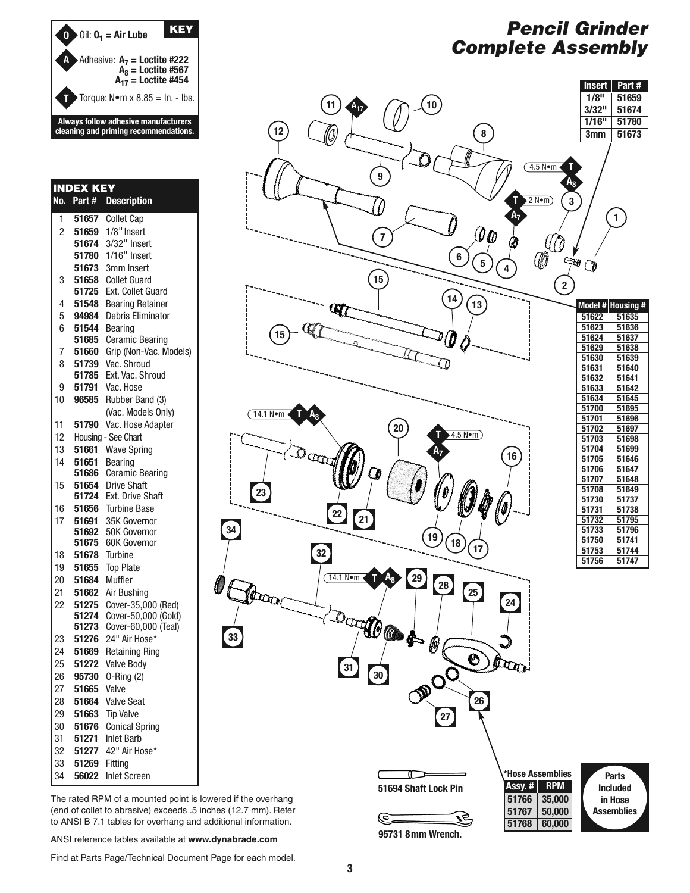# Pencil Grinder Complete Assembly

**KEY**

- **O** Oil: $O_1$ = Air Lube
- **A** Adhesive: $A_7$ = Loctite #222, $A_8$ = Loctite #567, $A_{17}$ = Loctite #454
- **T** Torque: N•m x 8.85 = In. - lbs.

**Always follow adhesive manufacturers cleaning and priming recommendations.**

## INDEX KEY

| No. | Part # | Description |
|---|---|---|
| 1 | **51657** | Collet Cap |
| 2 | **51659** | 1/8" Insert |
| | **51674** | 3/32" Insert |
| | **51780** | 1/16" Insert |
| | **51673** | 3mm Insert |
| 3 | **51658** | Collet Guard |
| | **51725** | Ext. Collet Guard |
| 4 | **51548** | Bearing Retainer |
| 5 | **94984** | Debris Eliminator |
| 6 | **51544** | Bearing |
| | **51685** | Ceramic Bearing |
| 7 | **51660** | Grip (Non-Vac. Models) |
| 8 | **51739** | Vac. Shroud |
| | **51785** | Ext. Vac. Shroud |
| 9 | **51791** | Vac. Hose |
| 10 | **96585** | Rubber Band (3) (Vac. Models Only) |
| 11 | **51790** | Vac. Hose Adapter |
| 12 | | Housing - See Chart |
| 13 | **51661** | Wave Spring |
| 14 | **51651** | Bearing |
| | **51686** | Ceramic Bearing |
| 15 | **51654** | Drive Shaft |
| | **51724** | Ext. Drive Shaft |
| 16 | **51656** | Turbine Base |
| 17 | **51691** | 35K Governor |
| | **51692** | 50K Governor |
| | **51675** | 60K Governor |
| 18 | **51678** | Turbine |
| 19 | **51655** | Top Plate |
| 20 | **51684** | Muffler |
| 21 | **51662** | Air Bushing |
| 22 | **51275** | Cover-35,000 (Red) |
| | **51274** | Cover-50,000 (Gold) |
| | **51273** | Cover-60,000 (Teal) |
| 23 | **51276** | 24" Air Hose* |
| 24 | **51669** | Retaining Ring |
| 25 | **51272** | Valve Body |
| 26 | **95730** | O-Ring (2) |
| 27 | **51665** | Valve |
| 28 | **51664** | Valve Seat |
| 29 | **51663** | Tip Valve |
| 30 | **51676** | Conical Spring |
| 31 | **51271** | Inlet Barb |
| 32 | **51277** | 42" Air Hose* |
| 33 | **51269** | Fitting |
| 34 | **56022** | Inlet Screen |

| Insert | Part # |
|---|---|
| 1/8" | 51659 |
| 3/32" | 51674 |
| 1/16" | 51780 |
| 3mm | 51673 |

| Model # | Housing # |
|---|---|
| 51622 | 51635 |
| 51623 | 51636 |
| 51624 | 51637 |
| 51629 | 51638 |
| 51630 | 51639 |
| 51631 | 51640 |
| 51632 | 51641 |
| 51633 | 51642 |
| 51634 | 51645 |
| 51700 | 51695 |
| 51701 | 51696 |
| 51702 | 51697 |
| 51703 | 51698 |
| 51704 | 51699 |
| 51705 | 51646 |
| 51706 | 51647 |
| 51707 | 51648 |
| 51708 | 51649 |
| 51730 | 51737 |
| 51731 | 51738 |
| 51732 | 51795 |
| 51733 | 51796 |
| 51750 | 51741 |
| 51753 | 51744 |
| 51756 | 51747 |

Torque/adhesive callouts: 4.5 N•m T $A_8$ (3); 2 N•m T $A_7$ (4); $A_{17}$ (11); 14.1 N•m T $A_8$ (22); 4.5 N•m T $A_7$ (19); 14.1 N•m T $A_8$ (31)

**51694 Shaft Lock Pin**

**95731 8mm Wrench.**

**\*Hose Assemblies**

| Assy. # | RPM |
|---|---|
| 51766 | 35,000 |
| 51767 | 50,000 |
| 51768 | 60,000 |

**Parts Included in Hose Assemblies**

The rated RPM of a mounted point is lowered if the overhang (end of collet to abrasive) exceeds .5 inches (12.7 mm). Refer to ANSI B 7.1 tables for overhang and additional information.

ANSI reference tables available at **www.dynabrade.com**

Find at Parts Page/Technical Document Page for each model.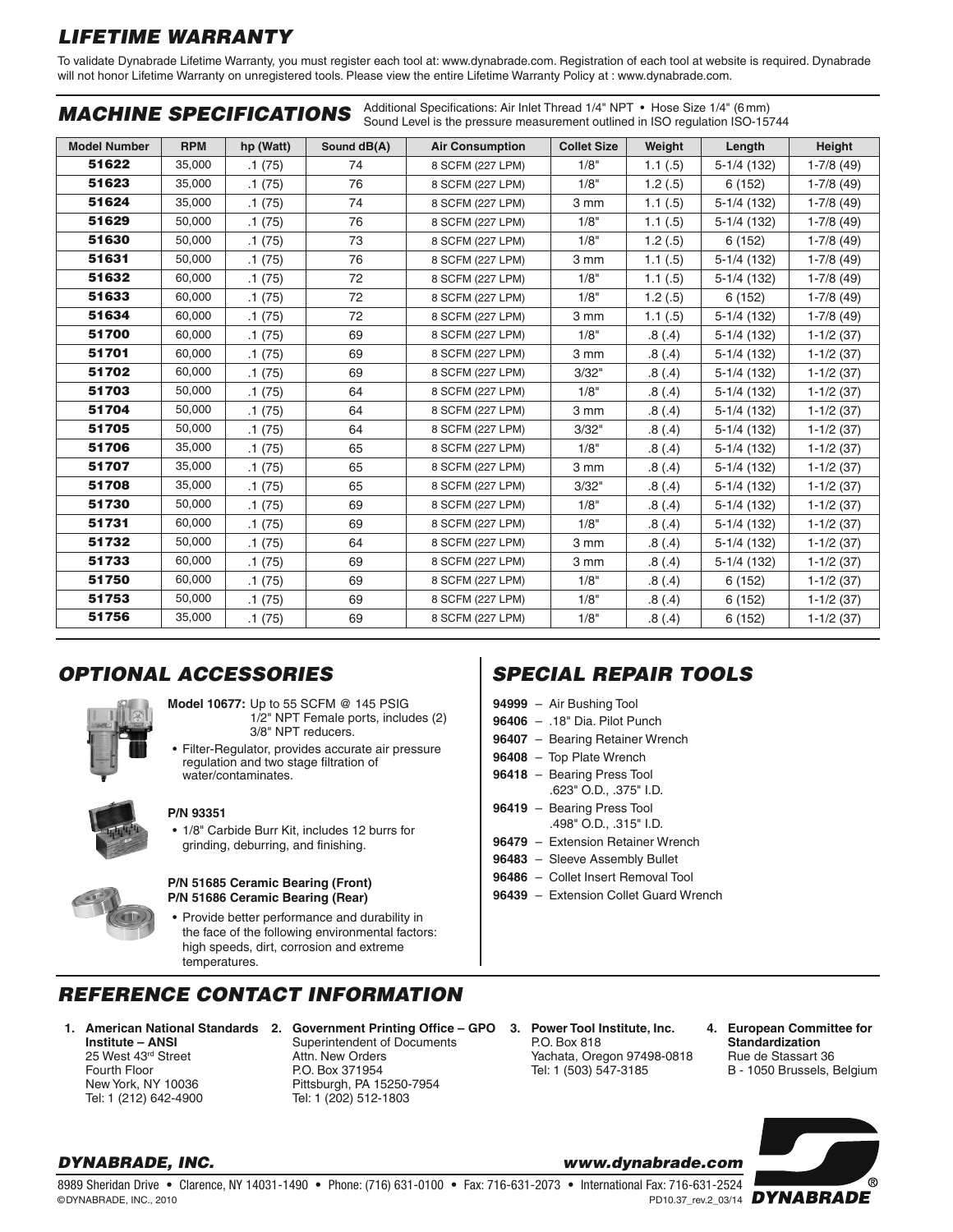## LIFETIME WARRANTY

To validate Dynabrade Lifetime Warranty, you must register each tool at: www.dynabrade.com. Registration of each tool at website is required. Dynabrade will not honor Lifetime Warranty on unregistered tools. Please view the entire Lifetime Warranty Policy at : www.dynabrade.com.

## MACHINE SPECIFICATIONS

Additional Specifications: Air Inlet Thread 1/4" NPT • Hose Size 1/4" (6 mm)
Sound Level is the pressure measurement outlined in ISO regulation ISO-15744

| Model Number | RPM | hp (Watt) | Sound dB(A) | Air Consumption | Collet Size | Weight | Length | Height |
|---|---|---|---|---|---|---|---|---|
| **51622** | 35,000 | .1 (75) | 74 | 8 SCFM (227 LPM) | 1/8" | 1.1 (.5) | 5-1/4 (132) | 1-7/8 (49) |
| **51623** | 35,000 | .1 (75) | 76 | 8 SCFM (227 LPM) | 1/8" | 1.2 (.5) | 6 (152) | 1-7/8 (49) |
| **51624** | 35,000 | .1 (75) | 74 | 8 SCFM (227 LPM) | 3 mm | 1.1 (.5) | 5-1/4 (132) | 1-7/8 (49) |
| **51629** | 50,000 | .1 (75) | 76 | 8 SCFM (227 LPM) | 1/8" | 1.1 (.5) | 5-1/4 (132) | 1-7/8 (49) |
| **51630** | 50,000 | .1 (75) | 73 | 8 SCFM (227 LPM) | 1/8" | 1.2 (.5) | 6 (152) | 1-7/8 (49) |
| **51631** | 50,000 | .1 (75) | 76 | 8 SCFM (227 LPM) | 3 mm | 1.1 (.5) | 5-1/4 (132) | 1-7/8 (49) |
| **51632** | 60,000 | .1 (75) | 72 | 8 SCFM (227 LPM) | 1/8" | 1.1 (.5) | 5-1/4 (132) | 1-7/8 (49) |
| **51633** | 60,000 | .1 (75) | 72 | 8 SCFM (227 LPM) | 1/8" | 1.2 (.5) | 6 (152) | 1-7/8 (49) |
| **51634** | 60,000 | .1 (75) | 72 | 8 SCFM (227 LPM) | 3 mm | 1.1 (.5) | 5-1/4 (132) | 1-7/8 (49) |
| **51700** | 60,000 | .1 (75) | 69 | 8 SCFM (227 LPM) | 1/8" | .8 (.4) | 5-1/4 (132) | 1-1/2 (37) |
| **51701** | 60,000 | .1 (75) | 69 | 8 SCFM (227 LPM) | 3 mm | .8 (.4) | 5-1/4 (132) | 1-1/2 (37) |
| **51702** | 60,000 | .1 (75) | 69 | 8 SCFM (227 LPM) | 3/32" | .8 (.4) | 5-1/4 (132) | 1-1/2 (37) |
| **51703** | 50,000 | .1 (75) | 64 | 8 SCFM (227 LPM) | 1/8" | .8 (.4) | 5-1/4 (132) | 1-1/2 (37) |
| **51704** | 50,000 | .1 (75) | 64 | 8 SCFM (227 LPM) | 3 mm | .8 (.4) | 5-1/4 (132) | 1-1/2 (37) |
| **51705** | 50,000 | .1 (75) | 64 | 8 SCFM (227 LPM) | 3/32" | .8 (.4) | 5-1/4 (132) | 1-1/2 (37) |
| **51706** | 35,000 | .1 (75) | 65 | 8 SCFM (227 LPM) | 1/8" | .8 (.4) | 5-1/4 (132) | 1-1/2 (37) |
| **51707** | 35,000 | .1 (75) | 65 | 8 SCFM (227 LPM) | 3 mm | .8 (.4) | 5-1/4 (132) | 1-1/2 (37) |
| **51708** | 35,000 | .1 (75) | 65 | 8 SCFM (227 LPM) | 3/32" | .8 (.4) | 5-1/4 (132) | 1-1/2 (37) |
| **51730** | 50,000 | .1 (75) | 69 | 8 SCFM (227 LPM) | 1/8" | .8 (.4) | 5-1/4 (132) | 1-1/2 (37) |
| **51731** | 60,000 | .1 (75) | 69 | 8 SCFM (227 LPM) | 1/8" | .8 (.4) | 5-1/4 (132) | 1-1/2 (37) |
| **51732** | 50,000 | .1 (75) | 64 | 8 SCFM (227 LPM) | 3 mm | .8 (.4) | 5-1/4 (132) | 1-1/2 (37) |
| **51733** | 60,000 | .1 (75) | 69 | 8 SCFM (227 LPM) | 3 mm | .8 (.4) | 5-1/4 (132) | 1-1/2 (37) |
| **51750** | 60,000 | .1 (75) | 69 | 8 SCFM (227 LPM) | 1/8" | .8 (.4) | 6 (152) | 1-1/2 (37) |
| **51753** | 50,000 | .1 (75) | 69 | 8 SCFM (227 LPM) | 1/8" | .8 (.4) | 6 (152) | 1-1/2 (37) |
| **51756** | 35,000 | .1 (75) | 69 | 8 SCFM (227 LPM) | 1/8" | .8 (.4) | 6 (152) | 1-1/2 (37) |

## OPTIONAL ACCESSORIES

**Model 10677:** Up to 55 SCFM @ 145 PSIG
1/2" NPT Female ports, includes (2) 3/8" NPT reducers.

- Filter-Regulator, provides accurate air pressure regulation and two stage filtration of water/contaminates.

**P/N 93351**

- 1/8" Carbide Burr Kit, includes 12 burrs for grinding, deburring, and finishing.

**P/N 51685 Ceramic Bearing (Front)**
**P/N 51686 Ceramic Bearing (Rear)**

- Provide better performance and durability in the face of the following environmental factors: high speeds, dirt, corrosion and extreme temperatures.

## SPECIAL REPAIR TOOLS

**94999** – Air Bushing Tool
**96406** – .18" Dia. Pilot Punch
**96407** – Bearing Retainer Wrench
**96408** – Top Plate Wrench
**96418** – Bearing Press Tool .623" O.D., .375" I.D.
**96419** – Bearing Press Tool .498" O.D., .315" I.D.
**96479** – Extension Retainer Wrench
**96483** – Sleeve Assembly Bullet
**96486** – Collet Insert Removal Tool
**96439** – Extension Collet Guard Wrench

## REFERENCE CONTACT INFORMATION

1. **American National Standards Institute – ANSI**
   25 West 43rd Street
   Fourth Floor
   New York, NY 10036
   Tel: 1 (212) 642-4900

2. **Government Printing Office – GPO**
   Superintendent of Documents
   Attn. New Orders
   P.O. Box 371954
   Pittsburgh, PA 15250-7954
   Tel: 1 (202) 512-1803

3. **Power Tool Institute, Inc.**
   P.O. Box 818
   Yachata, Oregon 97498-0818
   Tel: 1 (503) 547-3185

4. **European Committee for Standardization**
   Rue de Stassart 36
   B - 1050 Brussels, Belgium

**DYNABRADE, INC.** www.dynabrade.com

8989 Sheridan Drive • Clarence, NY 14031-1490 • Phone: (716) 631-0100 • Fax: 716-631-2073 • International Fax: 716-631-2524

©DYNABRADE, INC., 2010 PD10.37_rev.2_03/14